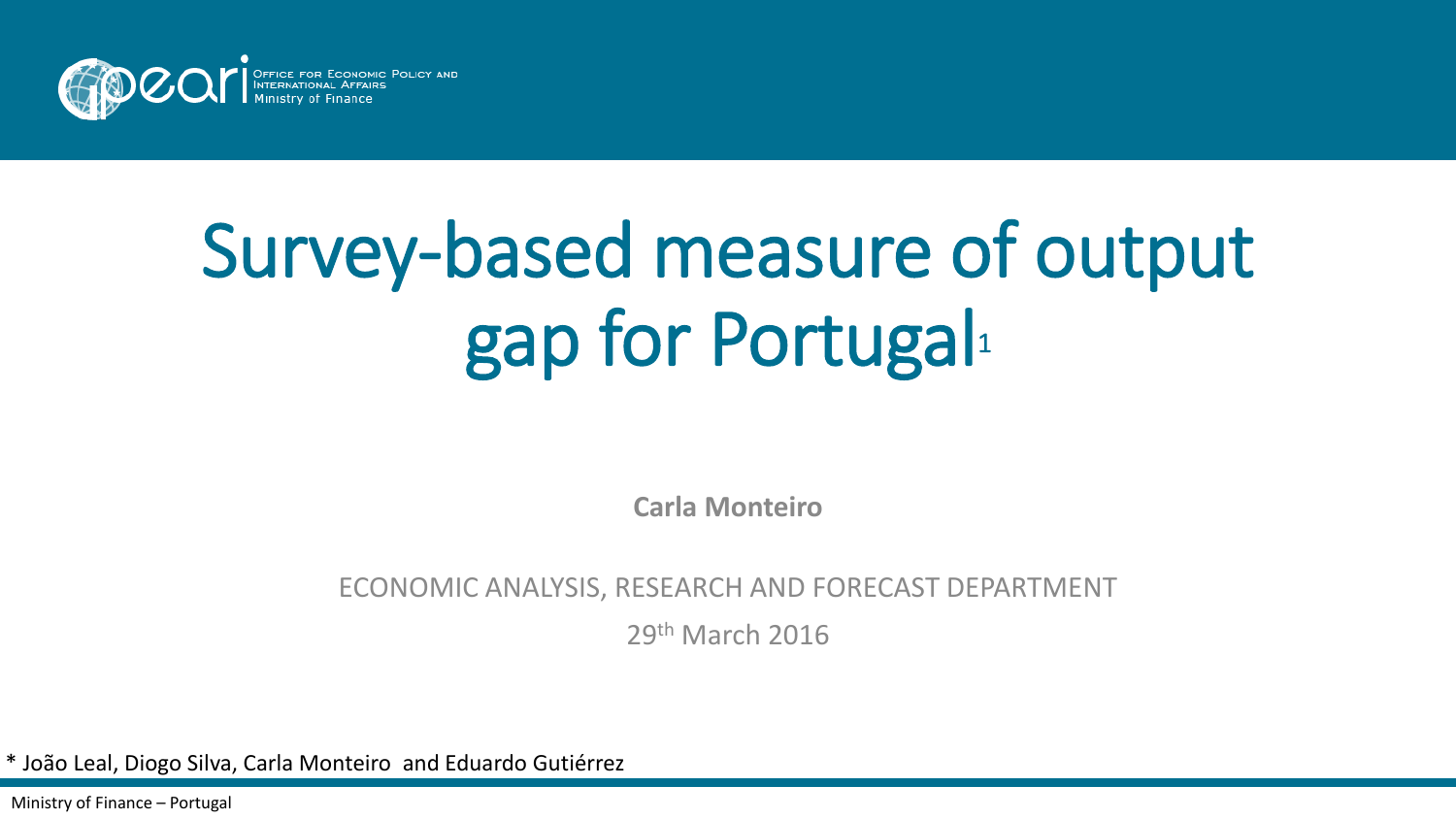OFFICE FOR ECONOMIC POLICY AND INTERNATIONAL AFFAIRS
Ministry of Finance

# Survey-based measure of output gap for Portugal[1]

**Carla Monteiro**

ECONOMIC ANALYSIS, RESEARCH AND FORECAST DEPARTMENT

29th March 2016

* João Leal, Diogo Silva, Carla Monteiro and Eduardo Gutiérrez

Ministry of Finance – Portugal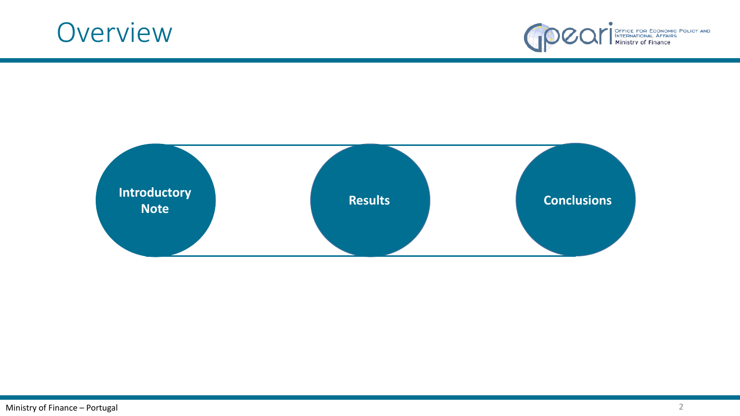# Overview

- **Introductory Note**
- **Results**
- **Conclusions**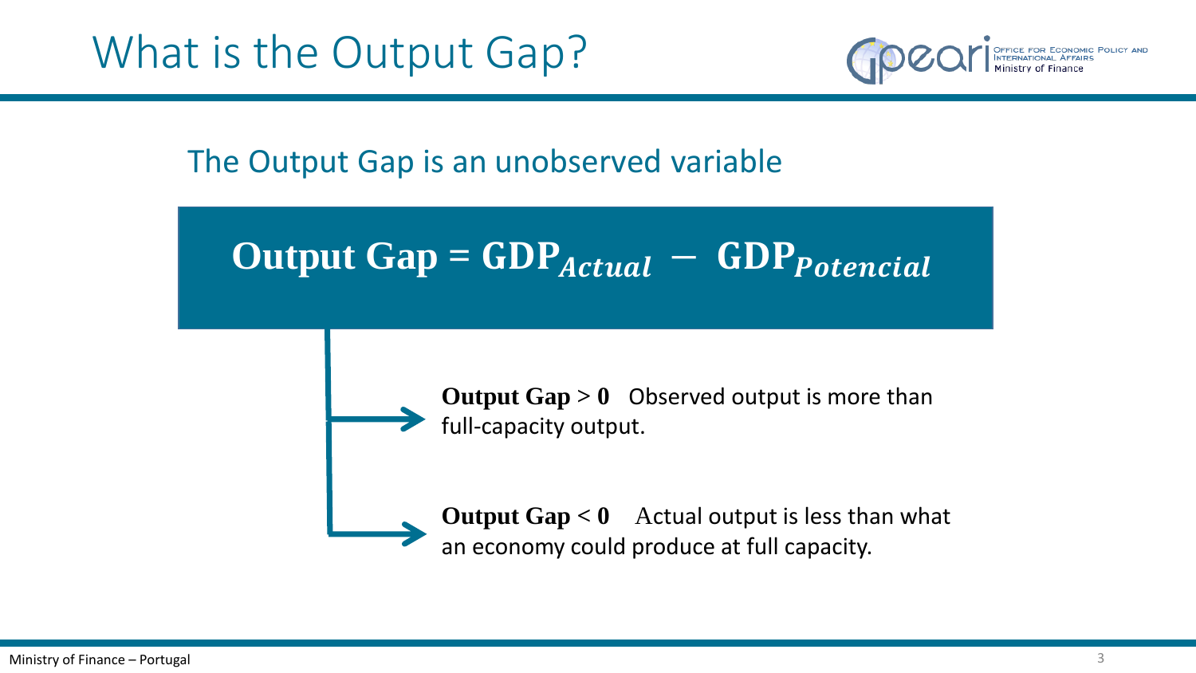# What is the Output Gap?

## The Output Gap is an unobserved variable

$$\textbf{Output Gap} = \textbf{GDP}_{Actual} - \textbf{GDP}_{Potencial}$$

- **Output Gap** > **0** Observed output is more than full-capacity output.
- **Output Gap** < **0** Actual output is less than what an economy could produce at full capacity.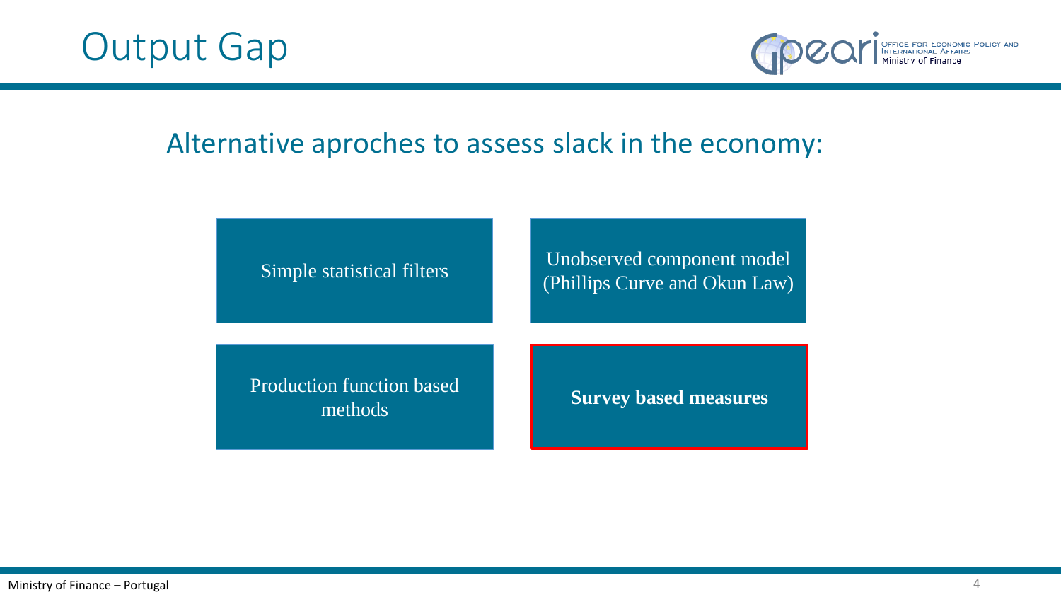# Output Gap

## Alternative aproches to assess slack in the economy:

- Simple statistical filters
- Unobserved component model (Phillips Curve and Okun Law)
- Production function based methods
- **Survey based measures**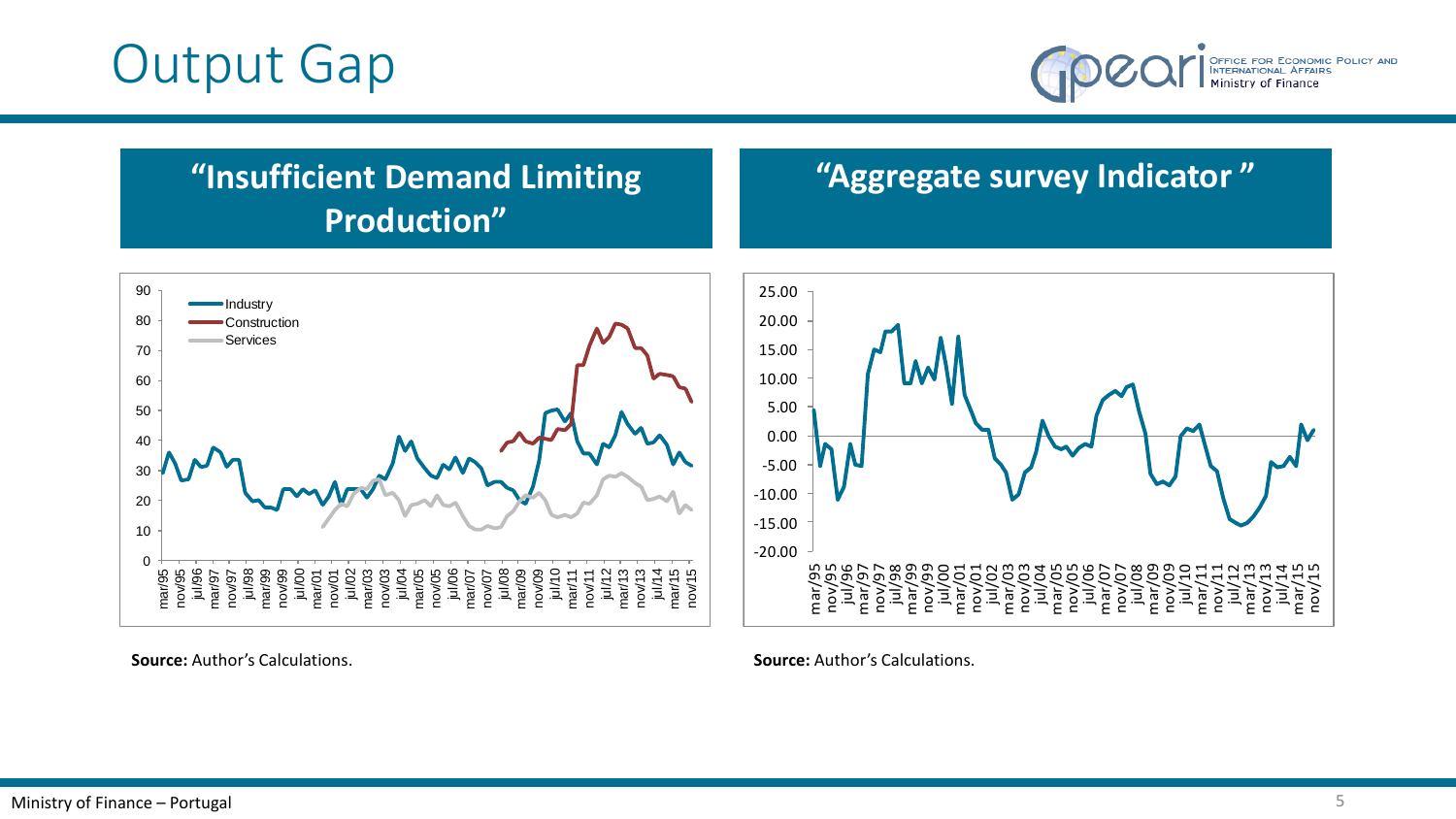# Output Gap

## "Insufficient Demand Limiting Production"

**Source:** Author's Calculations.

## "Aggregate survey Indicator"

**Source:** Author's Calculations.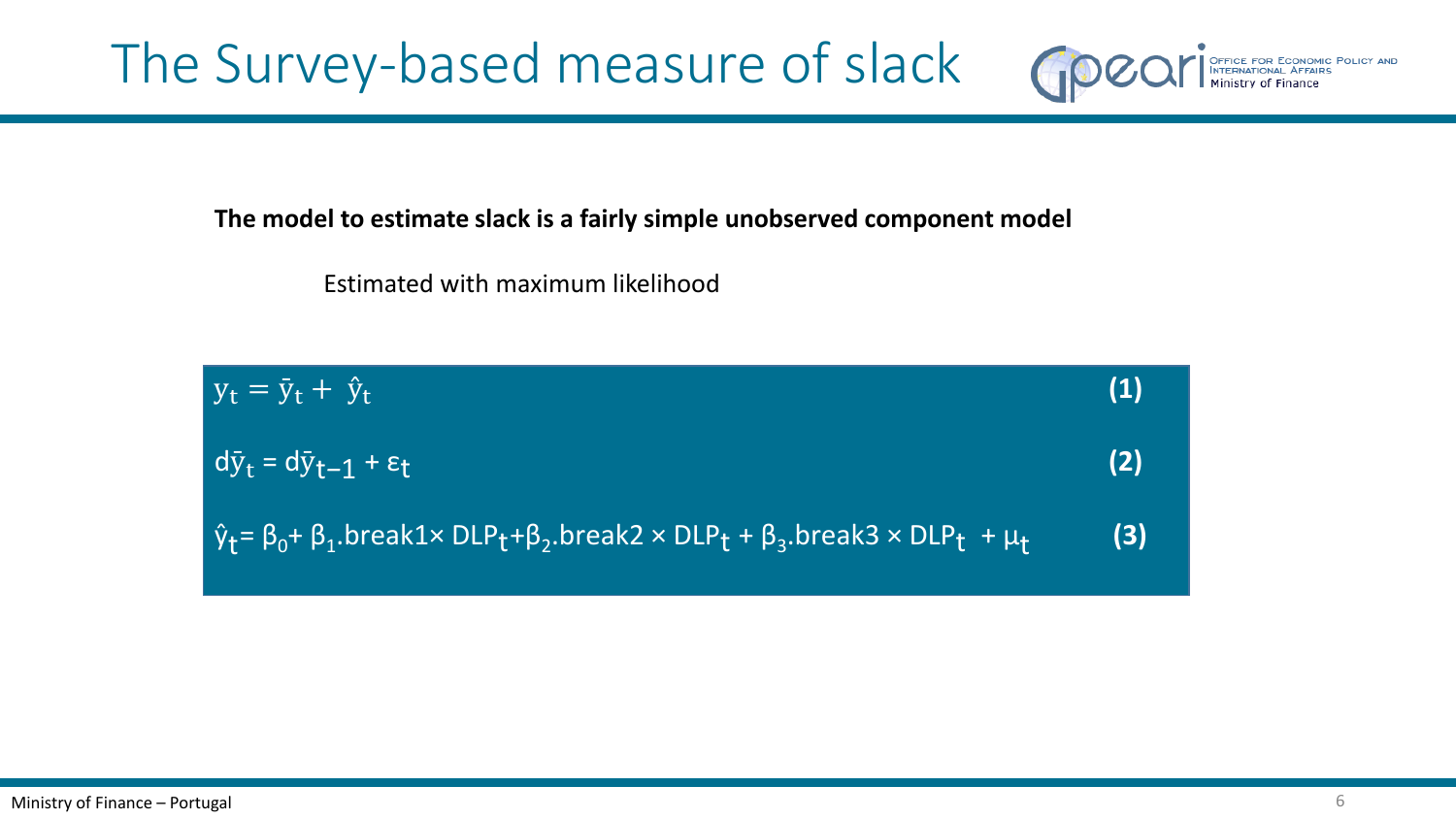# The Survey-based measure of slack

**The model to estimate slack is a fairly simple unobserved component model**

Estimated with maximum likelihood

$$y_t = \bar{y}_t + \hat{y}_t \quad \textbf{(1)}$$

$$d\bar{y}_t = d\bar{y}_{t-1} + \varepsilon_t \quad \textbf{(2)}$$

$$\hat{y}_t = \beta_0 + \beta_1.\text{break1} \times DLP_t + \beta_2.\text{break2} \times DLP_t + \beta_3.\text{break3} \times DLP_t + \mu_t \quad \textbf{(3)}$$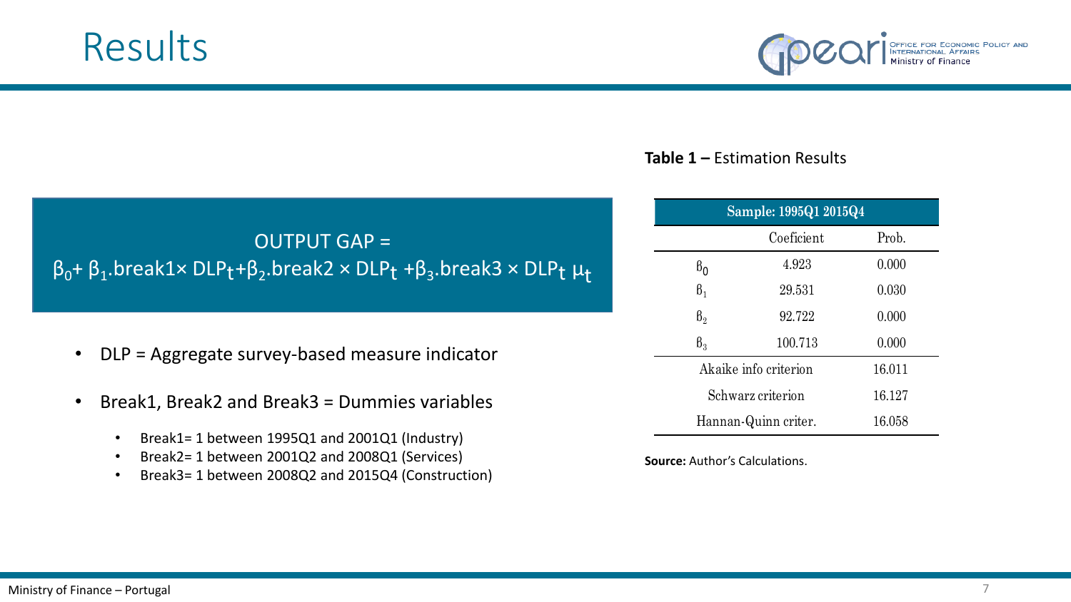# Results

$$\text{OUTPUT GAP} = \beta_0 + \beta_1.\text{break1} \times DLP_t + \beta_2.\text{break2} \times DLP_t + \beta_3.\text{break3} \times DLP_t\ \mu_t$$

- DLP = Aggregate survey-based measure indicator
- Break1, Break2 and Break3 = Dummies variables
  - Break1= 1 between 1995Q1 and 2001Q1 (Industry)
  - Break2= 1 between 2001Q2 and 2008Q1 (Services)
  - Break3= 1 between 2008Q2 and 2015Q4 (Construction)

**Table 1 –** Estimation Results

| Sample: 1995Q1 2015Q4 | | |
|---|---|---|
| | Coeficient | Prob. |
| $\beta_0$ | 4.923 | 0.000 |
| $\beta_1$ | 29.531 | 0.030 |
| $\beta_2$ | 92.722 | 0.000 |
| $\beta_3$ | 100.713 | 0.000 |
| Akaike info criterion | | 16.011 |
| Schwarz criterion | | 16.127 |
| Hannan-Quinn criter. | | 16.058 |

**Source:** Author's Calculations.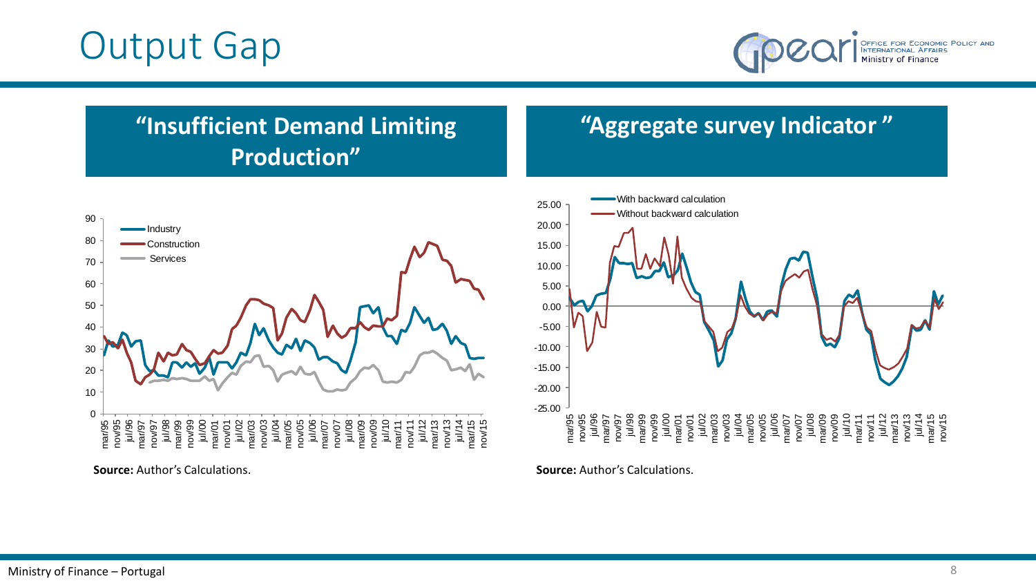# Output Gap

## "Insufficient Demand Limiting Production"

**Source:** Author's Calculations.

## "Aggregate survey Indicator"

**Source:** Author's Calculations.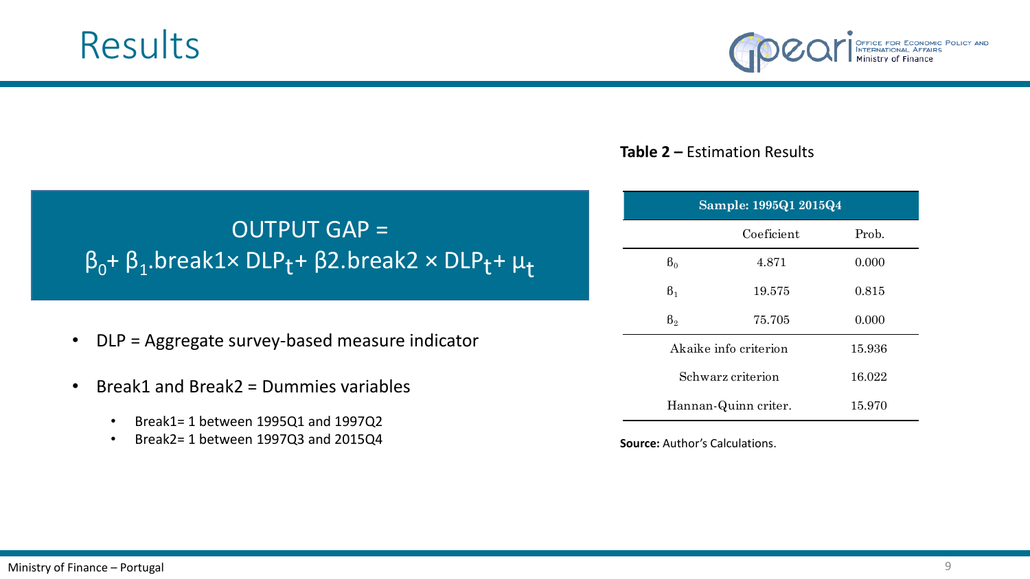# Results

$$\text{OUTPUT GAP} = \beta_0 + \beta_1.\text{break1} \times DLP_t + \beta 2.\text{break2} \times DLP_t + \mu_t$$

- DLP = Aggregate survey-based measure indicator
- Break1 and Break2 = Dummies variables
  - Break1= 1 between 1995Q1 and 1997Q2
  - Break2= 1 between 1997Q3 and 2015Q4

**Table 2 –** Estimation Results

| Sample: 1995Q1 2015Q4 | | |
|---|---|---|
| | Coeficient | Prob. |
| $\beta_0$ | 4.871 | 0.000 |
| $\beta_1$ | 19.575 | 0.815 |
| $\beta_2$ | 75.705 | 0.000 |
| Akaike info criterion | | 15.936 |
| Schwarz criterion | | 16.022 |
| Hannan-Quinn criter. | | 15.970 |

**Source:** Author's Calculations.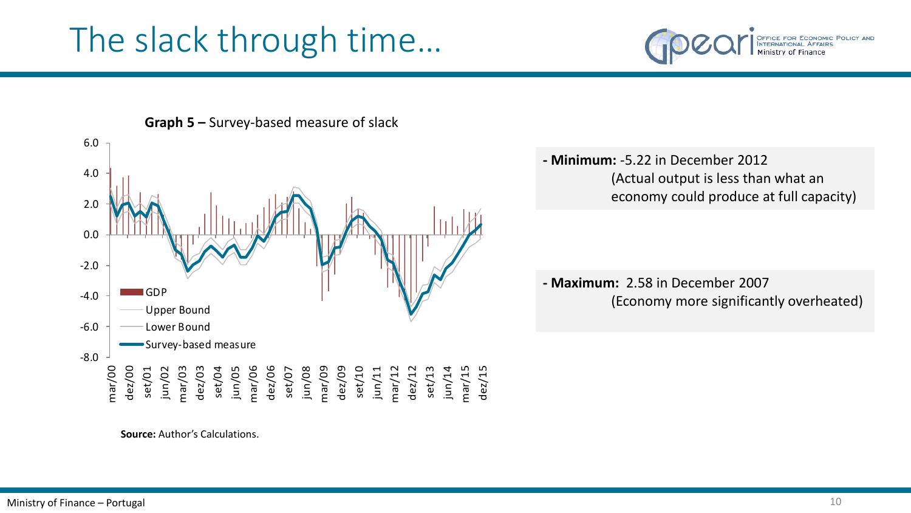# The slack through time…

**Graph 5 –** Survey-based measure of slack

**Source:** Author's Calculations.

- **Minimum:** -5.22 in December 2012
  (Actual output is less than what an economy could produce at full capacity)

- **Maximum:** 2.58 in December 2007
  (Economy more significantly overheated)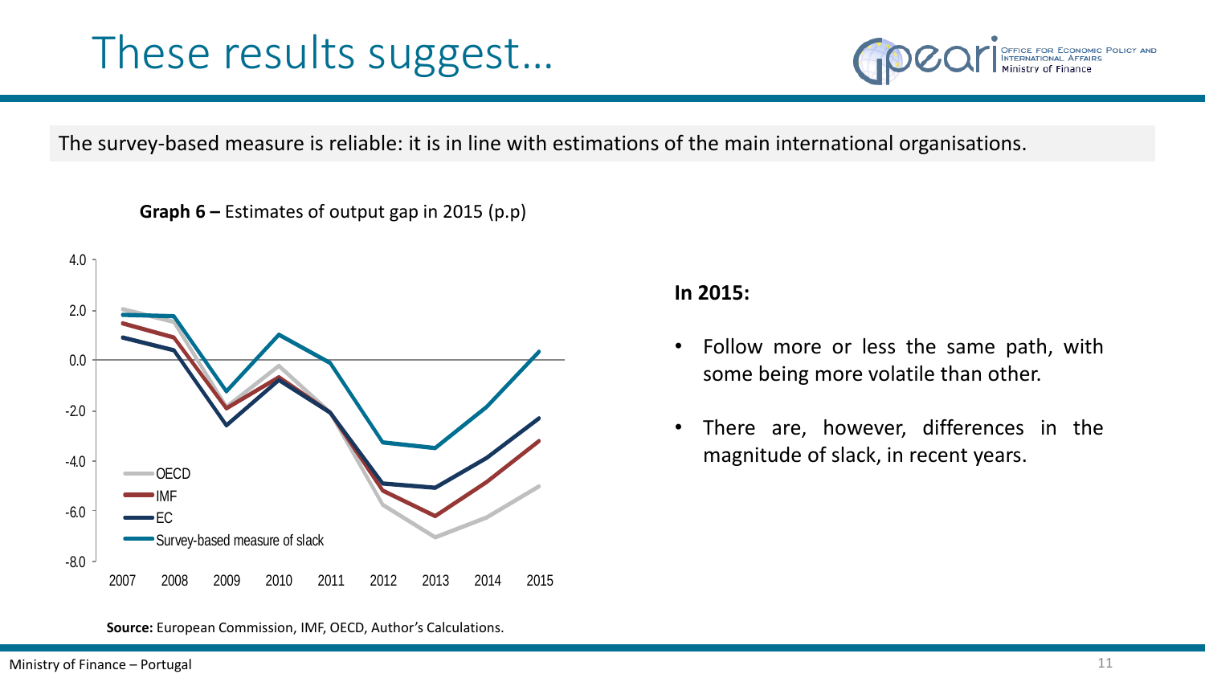# These results suggest…

The survey-based measure is reliable: it is in line with estimations of the main international organisations.

**Graph 6 –** Estimates of output gap in 2015 (p.p)

**Source:** European Commission, IMF, OECD, Author's Calculations.

**In 2015:**

- Follow more or less the same path, with some being more volatile than other.
- There are, however, differences in the magnitude of slack, in recent years.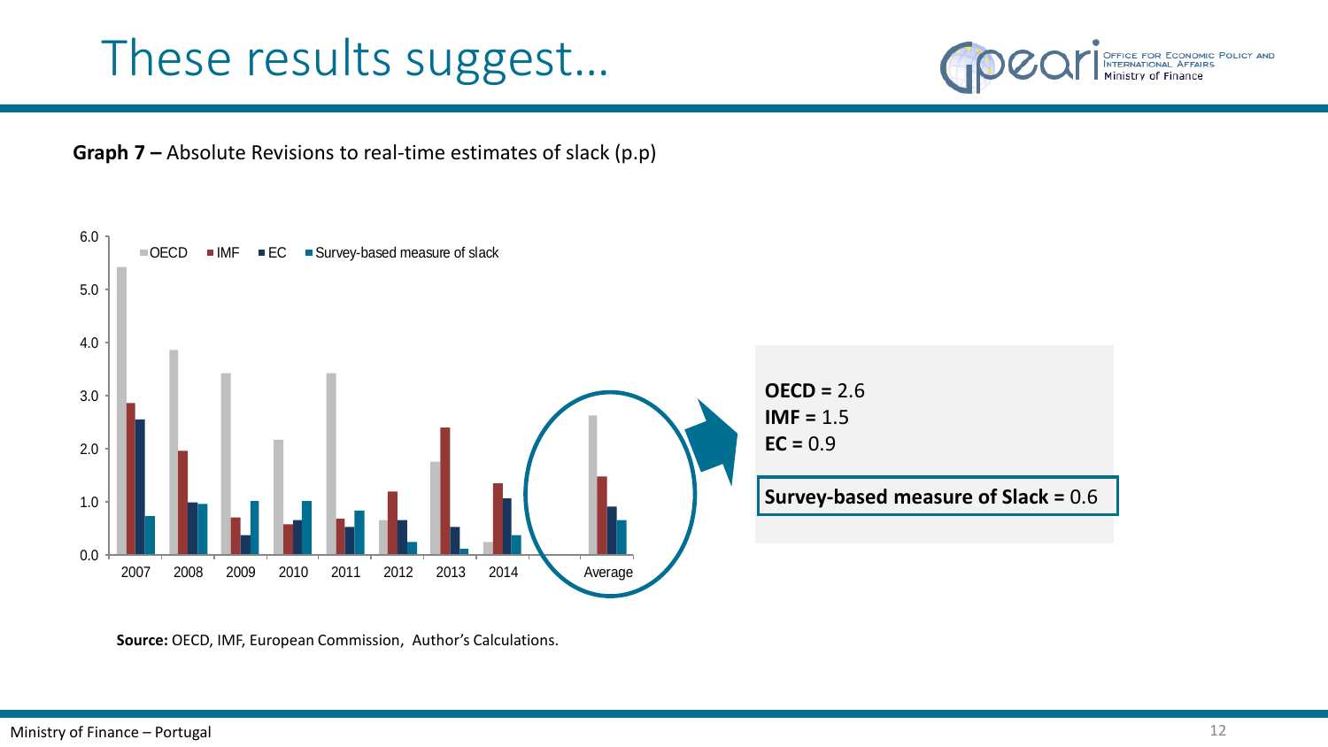# These results suggest…

**Graph 7 –** Absolute Revisions to real-time estimates of slack (p.p)

**OECD =** 2.6
**IMF =** 1.5
**EC =** 0.9

**Survey-based measure of Slack =** 0.6

**Source:** OECD, IMF, European Commission, Author's Calculations.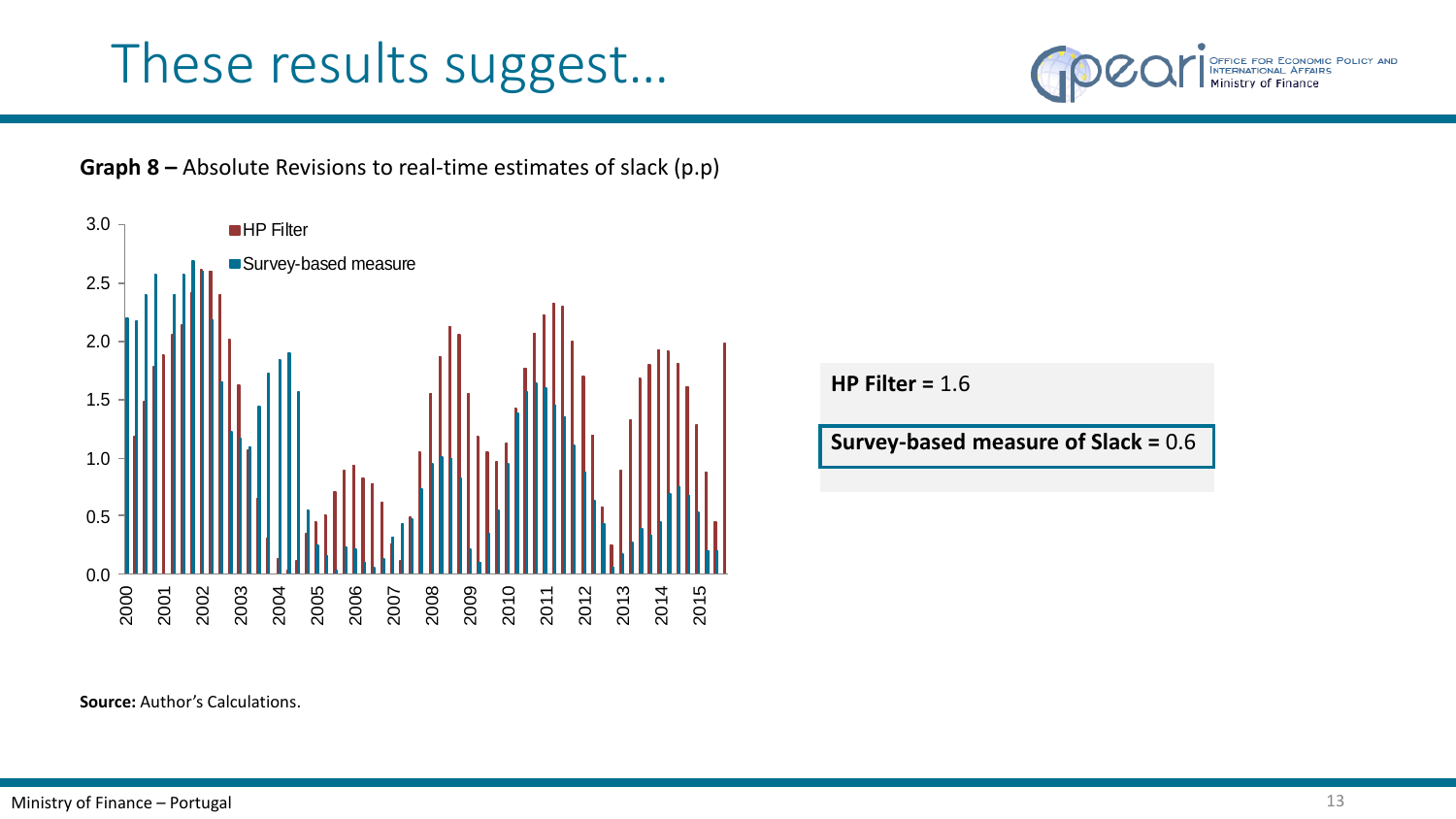# These results suggest…

**Graph 8 –** Absolute Revisions to real-time estimates of slack (p.p)

**Source:** Author's Calculations.

**HP Filter =** 1.6

**Survey-based measure of Slack =** 0.6

Ministry of Finance – Portugal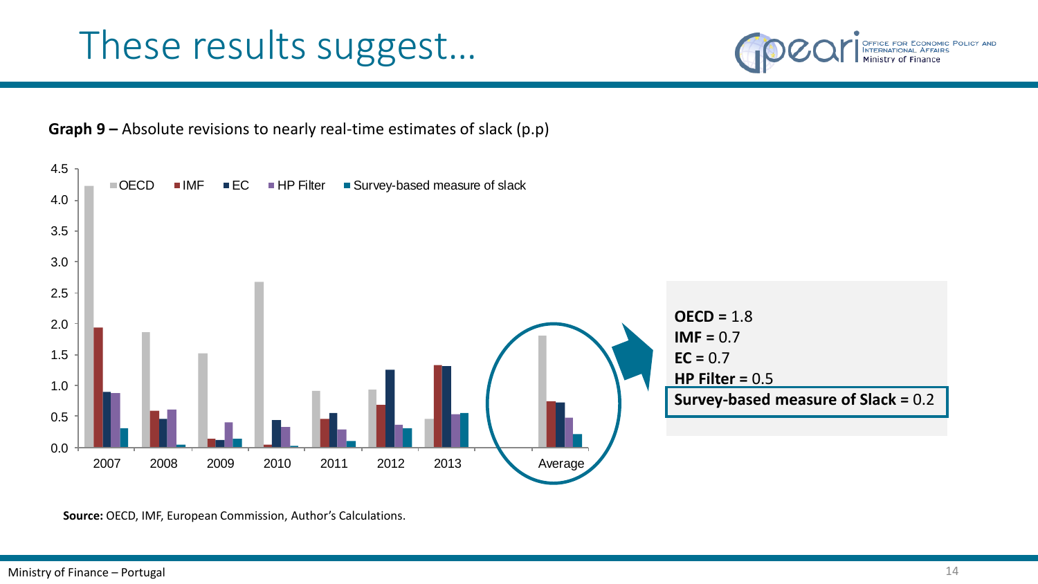# These results suggest…

**Graph 9 –** Absolute revisions to nearly real-time estimates of slack (p.p)

**OECD =** 1.8
**IMF =** 0.7
**EC =** 0.7
**HP Filter =** 0.5
**Survey-based measure of Slack =** 0.2

**Source:** OECD, IMF, European Commission, Author's Calculations.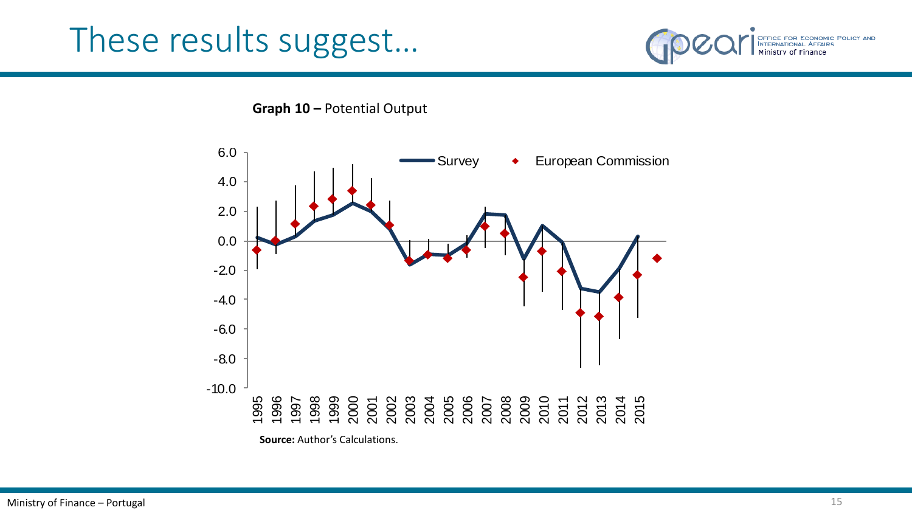# These results suggest…

**Graph 10 –** Potential Output

**Source:** Author's Calculations.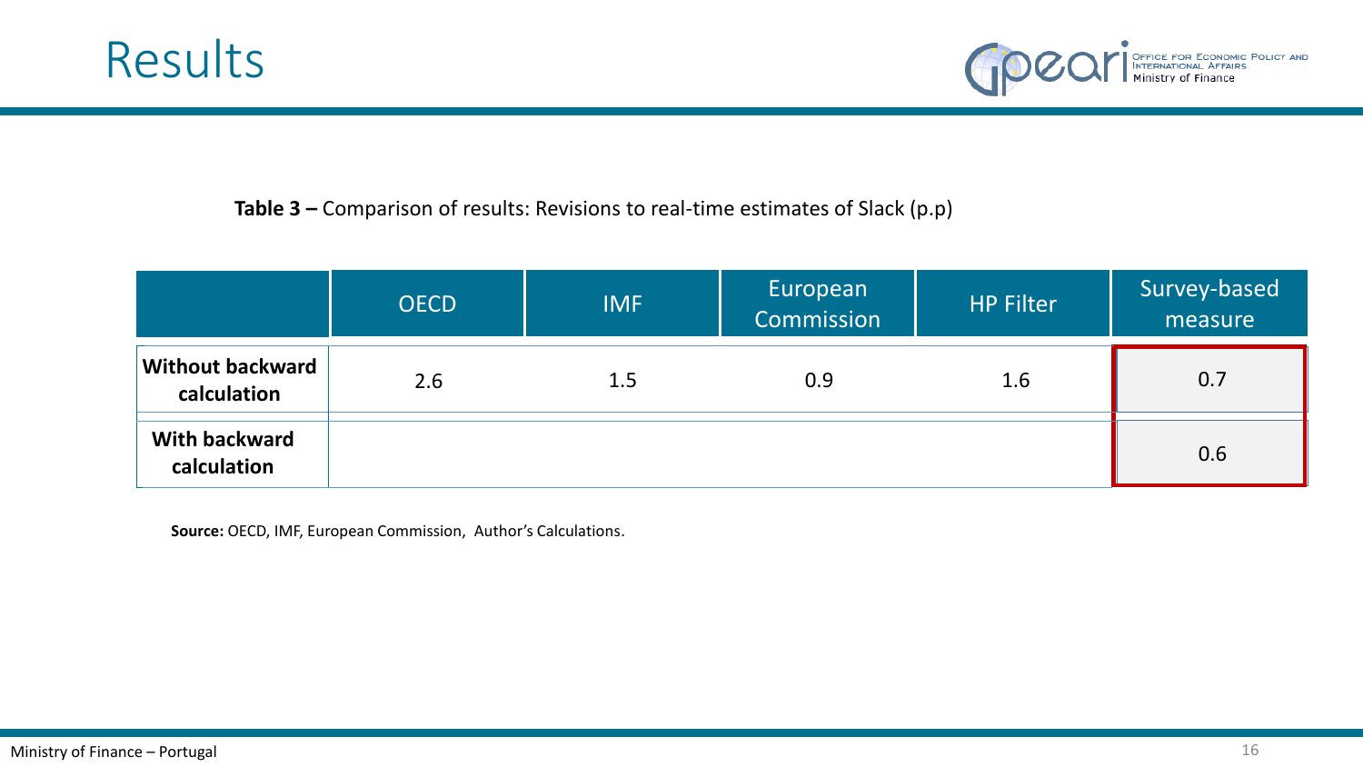# Results

**Table 3 –** Comparison of results: Revisions to real-time estimates of Slack (p.p)

| | OECD | IMF | European Commission | HP Filter | Survey-based measure |
|---|---|---|---|---|---|
| **Without backward calculation** | 2.6 | 1.5 | 0.9 | 1.6 | 0.7 |
| **With backward calculation** | | | | | 0.6 |

**Source:** OECD, IMF, European Commission, Author's Calculations.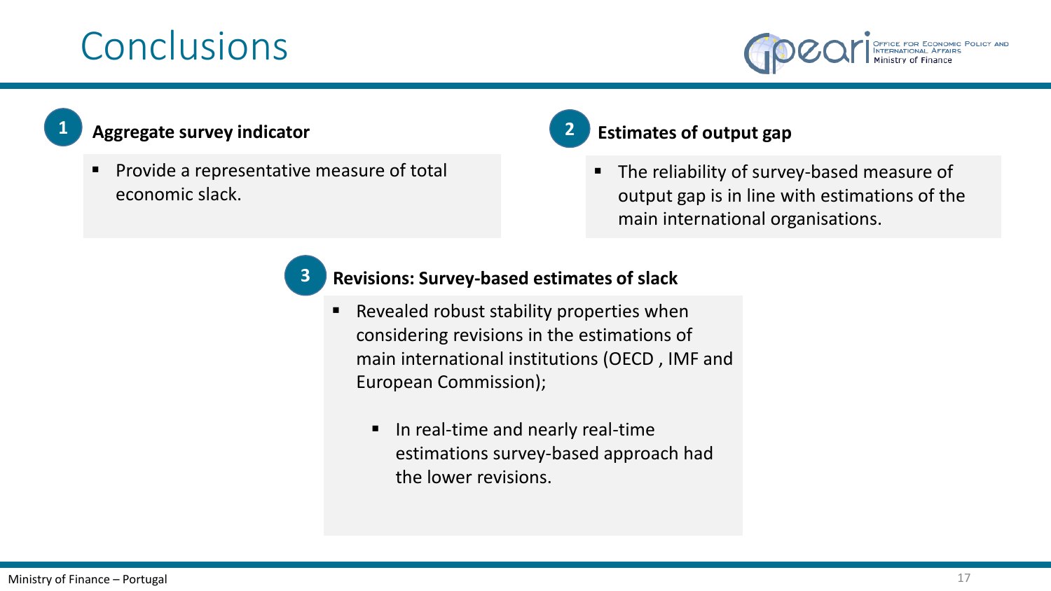# Conclusions

### 1 Aggregate survey indicator

- Provide a representative measure of total economic slack.

### 2 Estimates of output gap

- The reliability of survey-based measure of output gap is in line with estimations of the main international organisations.

### 3 Revisions: Survey-based estimates of slack

- Revealed robust stability properties when considering revisions in the estimations of main international institutions (OECD , IMF and European Commission);
  - In real-time and nearly real-time estimations survey-based approach had the lower revisions.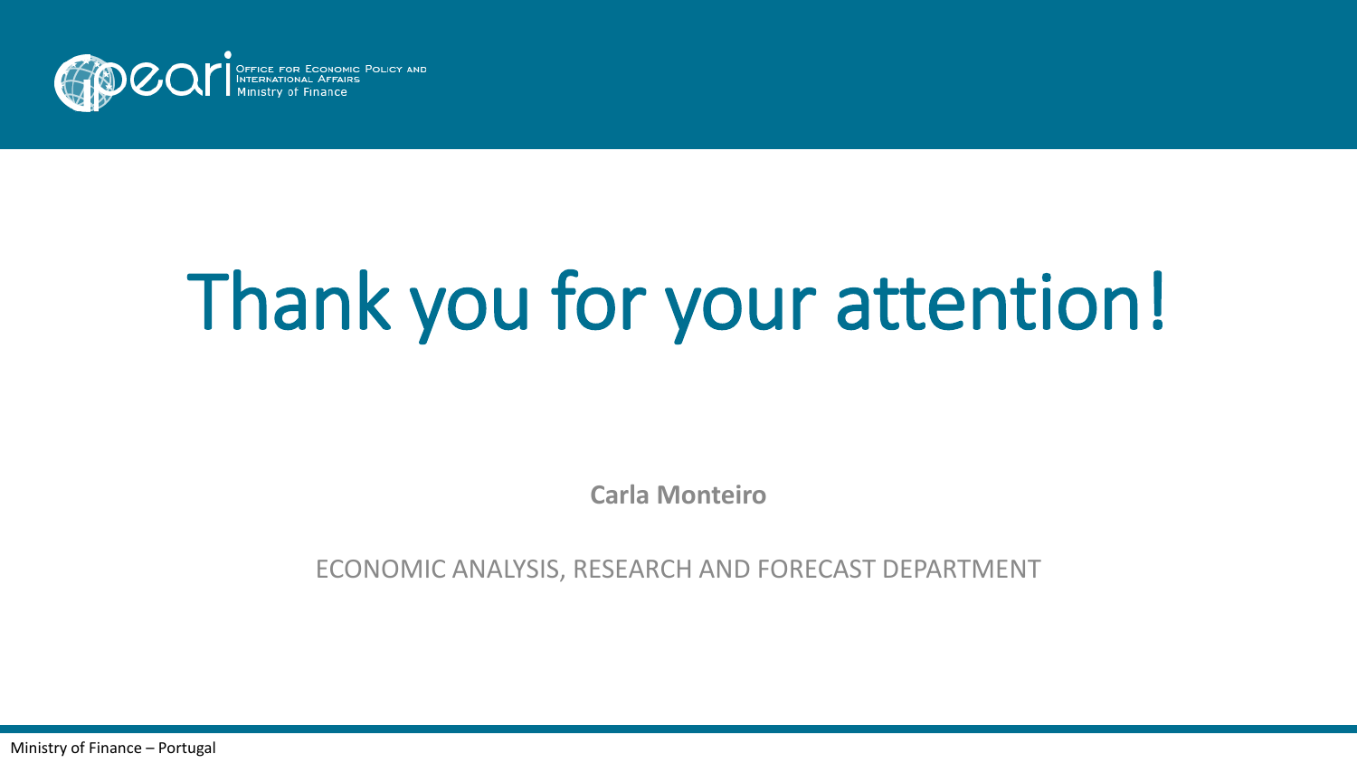# Thank you for your attention!

**Carla Monteiro**

ECONOMIC ANALYSIS, RESEARCH AND FORECAST DEPARTMENT